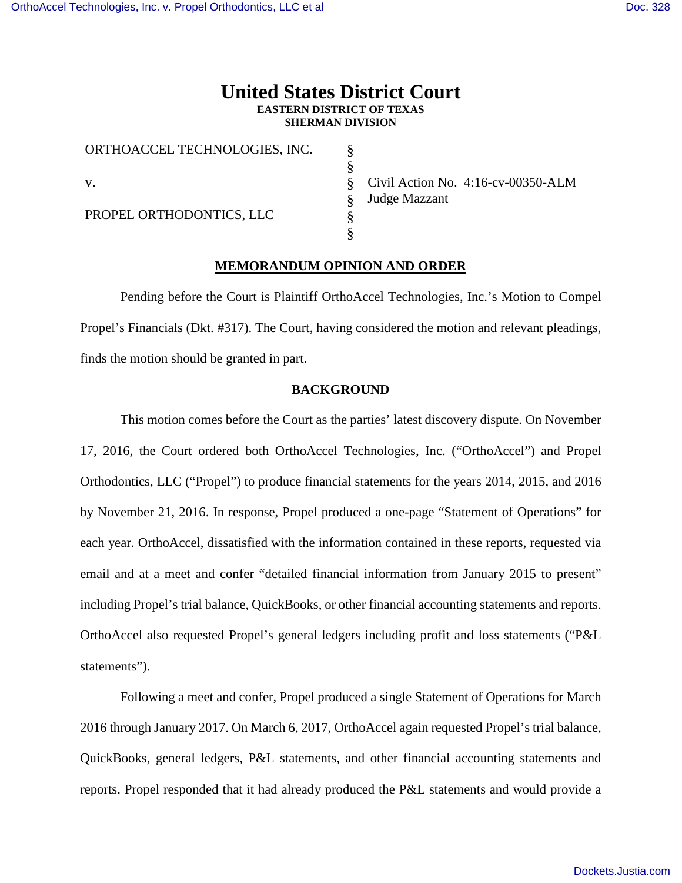# United States District Court
**EASTERN DISTRICT OF TEXAS**
**SHERMAN DIVISION**

| | | |
|---|---|---|
| ORTHOACCEL TECHNOLOGIES, INC. | § | |
| | § | |
| v. | § | Civil Action No. 4:16-cv-00350-ALM |
| | § | Judge Mazzant |
| PROPEL ORTHODONTICS, LLC | § | |
| | § | |

## MEMORANDUM OPINION AND ORDER

Pending before the Court is Plaintiff OrthoAccel Technologies, Inc.'s Motion to Compel Propel's Financials (Dkt. #317). The Court, having considered the motion and relevant pleadings, finds the motion should be granted in part.

### BACKGROUND

This motion comes before the Court as the parties' latest discovery dispute. On November 17, 2016, the Court ordered both OrthoAccel Technologies, Inc. ("OrthoAccel") and Propel Orthodontics, LLC ("Propel") to produce financial statements for the years 2014, 2015, and 2016 by November 21, 2016. In response, Propel produced a one-page "Statement of Operations" for each year. OrthoAccel, dissatisfied with the information contained in these reports, requested via email and at a meet and confer "detailed financial information from January 2015 to present" including Propel's trial balance, QuickBooks, or other financial accounting statements and reports. OrthoAccel also requested Propel's general ledgers including profit and loss statements ("P&L statements").

Following a meet and confer, Propel produced a single Statement of Operations for March 2016 through January 2017. On March 6, 2017, OrthoAccel again requested Propel's trial balance, QuickBooks, general ledgers, P&L statements, and other financial accounting statements and reports. Propel responded that it had already produced the P&L statements and would provide a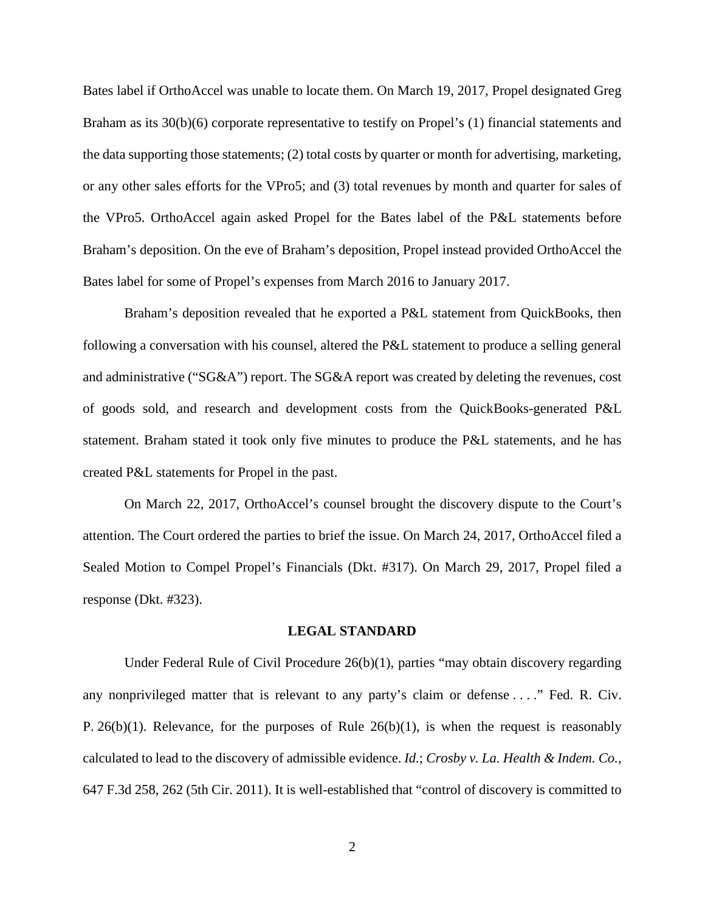Bates label if OrthoAccel was unable to locate them. On March 19, 2017, Propel designated Greg Braham as its 30(b)(6) corporate representative to testify on Propel's (1) financial statements and the data supporting those statements; (2) total costs by quarter or month for advertising, marketing, or any other sales efforts for the VPro5; and (3) total revenues by month and quarter for sales of the VPro5. OrthoAccel again asked Propel for the Bates label of the P&L statements before Braham's deposition. On the eve of Braham's deposition, Propel instead provided OrthoAccel the Bates label for some of Propel's expenses from March 2016 to January 2017.

Braham's deposition revealed that he exported a P&L statement from QuickBooks, then following a conversation with his counsel, altered the P&L statement to produce a selling general and administrative ("SG&A") report. The SG&A report was created by deleting the revenues, cost of goods sold, and research and development costs from the QuickBooks-generated P&L statement. Braham stated it took only five minutes to produce the P&L statements, and he has created P&L statements for Propel in the past.

On March 22, 2017, OrthoAccel's counsel brought the discovery dispute to the Court's attention. The Court ordered the parties to brief the issue. On March 24, 2017, OrthoAccel filed a Sealed Motion to Compel Propel's Financials (Dkt. #317). On March 29, 2017, Propel filed a response (Dkt. #323).

## LEGAL STANDARD

Under Federal Rule of Civil Procedure 26(b)(1), parties "may obtain discovery regarding any nonprivileged matter that is relevant to any party's claim or defense . . . ." Fed. R. Civ. P. 26(b)(1). Relevance, for the purposes of Rule 26(b)(1), is when the request is reasonably calculated to lead to the discovery of admissible evidence. *Id.*; *Crosby v. La. Health & Indem. Co.*, 647 F.3d 258, 262 (5th Cir. 2011). It is well-established that "control of discovery is committed to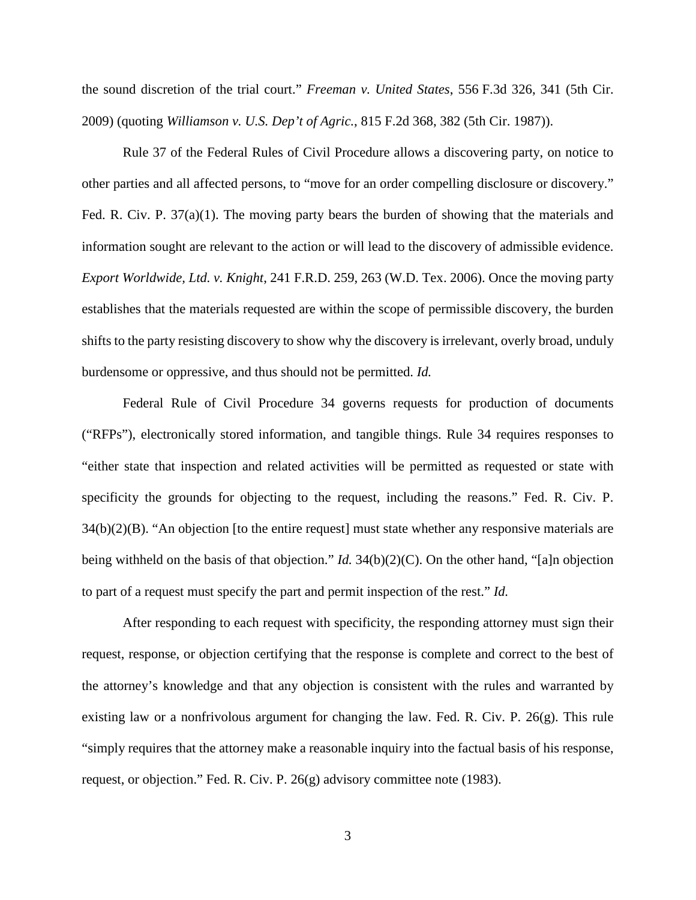the sound discretion of the trial court." *Freeman v. United States*, 556 F.3d 326, 341 (5th Cir. 2009) (quoting *Williamson v. U.S. Dep't of Agric.*, 815 F.2d 368, 382 (5th Cir. 1987)).

Rule 37 of the Federal Rules of Civil Procedure allows a discovering party, on notice to other parties and all affected persons, to "move for an order compelling disclosure or discovery." Fed. R. Civ. P. 37(a)(1). The moving party bears the burden of showing that the materials and information sought are relevant to the action or will lead to the discovery of admissible evidence. *Export Worldwide, Ltd. v. Knight*, 241 F.R.D. 259, 263 (W.D. Tex. 2006). Once the moving party establishes that the materials requested are within the scope of permissible discovery, the burden shifts to the party resisting discovery to show why the discovery is irrelevant, overly broad, unduly burdensome or oppressive, and thus should not be permitted. *Id.*

Federal Rule of Civil Procedure 34 governs requests for production of documents ("RFPs"), electronically stored information, and tangible things. Rule 34 requires responses to "either state that inspection and related activities will be permitted as requested or state with specificity the grounds for objecting to the request, including the reasons." Fed. R. Civ. P. 34(b)(2)(B). "An objection [to the entire request] must state whether any responsive materials are being withheld on the basis of that objection." *Id.* 34(b)(2)(C). On the other hand, "[a]n objection to part of a request must specify the part and permit inspection of the rest." *Id.*

After responding to each request with specificity, the responding attorney must sign their request, response, or objection certifying that the response is complete and correct to the best of the attorney's knowledge and that any objection is consistent with the rules and warranted by existing law or a nonfrivolous argument for changing the law. Fed. R. Civ. P. 26(g). This rule "simply requires that the attorney make a reasonable inquiry into the factual basis of his response, request, or objection." Fed. R. Civ. P. 26(g) advisory committee note (1983).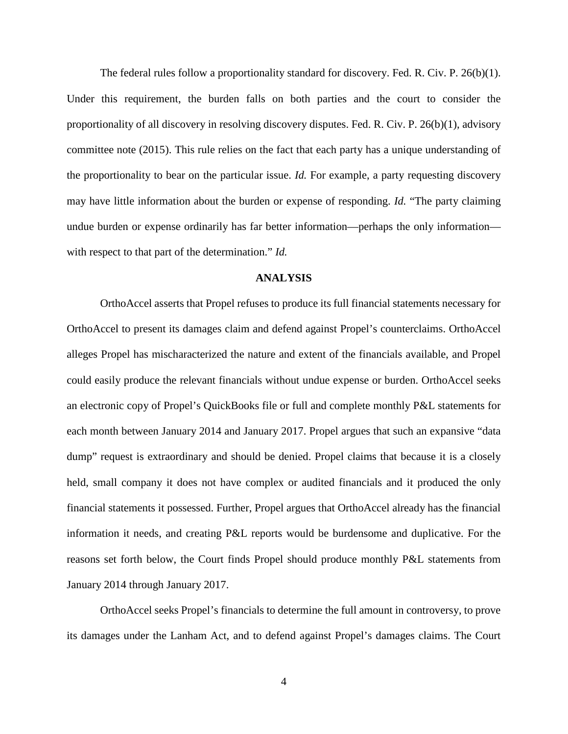The federal rules follow a proportionality standard for discovery. Fed. R. Civ. P. 26(b)(1). Under this requirement, the burden falls on both parties and the court to consider the proportionality of all discovery in resolving discovery disputes. Fed. R. Civ. P. 26(b)(1), advisory committee note (2015). This rule relies on the fact that each party has a unique understanding of the proportionality to bear on the particular issue. *Id.* For example, a party requesting discovery may have little information about the burden or expense of responding. *Id.* "The party claiming undue burden or expense ordinarily has far better information—perhaps the only information—with respect to that part of the determination." *Id.*

**ANALYSIS**

OrthoAccel asserts that Propel refuses to produce its full financial statements necessary for OrthoAccel to present its damages claim and defend against Propel's counterclaims. OrthoAccel alleges Propel has mischaracterized the nature and extent of the financials available, and Propel could easily produce the relevant financials without undue expense or burden. OrthoAccel seeks an electronic copy of Propel's QuickBooks file or full and complete monthly P&L statements for each month between January 2014 and January 2017. Propel argues that such an expansive "data dump" request is extraordinary and should be denied. Propel claims that because it is a closely held, small company it does not have complex or audited financials and it produced the only financial statements it possessed. Further, Propel argues that OrthoAccel already has the financial information it needs, and creating P&L reports would be burdensome and duplicative. For the reasons set forth below, the Court finds Propel should produce monthly P&L statements from January 2014 through January 2017.

OrthoAccel seeks Propel's financials to determine the full amount in controversy, to prove its damages under the Lanham Act, and to defend against Propel's damages claims. The Court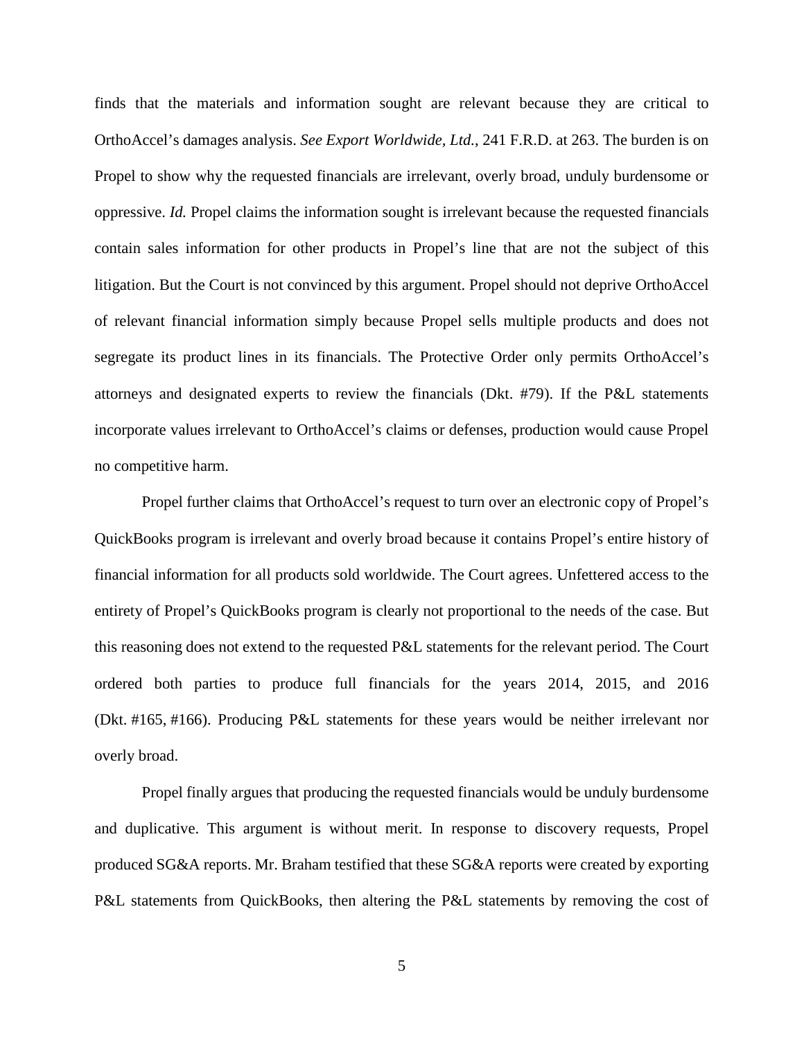finds that the materials and information sought are relevant because they are critical to OrthoAccel's damages analysis. *See Export Worldwide, Ltd.*, 241 F.R.D. at 263. The burden is on Propel to show why the requested financials are irrelevant, overly broad, unduly burdensome or oppressive. *Id.* Propel claims the information sought is irrelevant because the requested financials contain sales information for other products in Propel's line that are not the subject of this litigation. But the Court is not convinced by this argument. Propel should not deprive OrthoAccel of relevant financial information simply because Propel sells multiple products and does not segregate its product lines in its financials. The Protective Order only permits OrthoAccel's attorneys and designated experts to review the financials (Dkt. #79). If the P&L statements incorporate values irrelevant to OrthoAccel's claims or defenses, production would cause Propel no competitive harm.

Propel further claims that OrthoAccel's request to turn over an electronic copy of Propel's QuickBooks program is irrelevant and overly broad because it contains Propel's entire history of financial information for all products sold worldwide. The Court agrees. Unfettered access to the entirety of Propel's QuickBooks program is clearly not proportional to the needs of the case. But this reasoning does not extend to the requested P&L statements for the relevant period. The Court ordered both parties to produce full financials for the years 2014, 2015, and 2016 (Dkt. #165, #166). Producing P&L statements for these years would be neither irrelevant nor overly broad.

Propel finally argues that producing the requested financials would be unduly burdensome and duplicative. This argument is without merit. In response to discovery requests, Propel produced SG&A reports. Mr. Braham testified that these SG&A reports were created by exporting P&L statements from QuickBooks, then altering the P&L statements by removing the cost of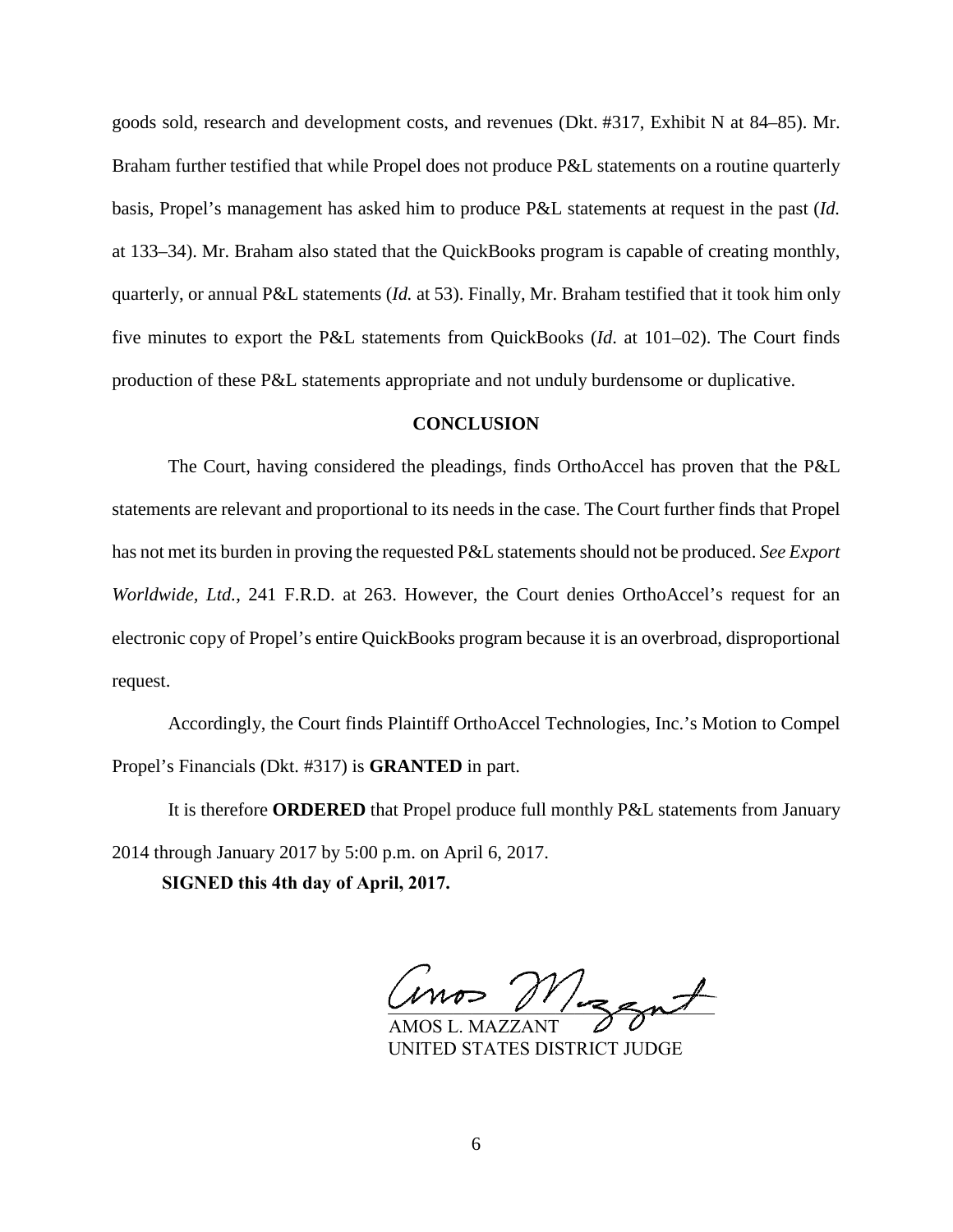goods sold, research and development costs, and revenues (Dkt. #317, Exhibit N at 84–85). Mr. Braham further testified that while Propel does not produce P&L statements on a routine quarterly basis, Propel's management has asked him to produce P&L statements at request in the past (*Id.* at 133–34). Mr. Braham also stated that the QuickBooks program is capable of creating monthly, quarterly, or annual P&L statements (*Id.* at 53). Finally, Mr. Braham testified that it took him only five minutes to export the P&L statements from QuickBooks (*Id*. at 101–02). The Court finds production of these P&L statements appropriate and not unduly burdensome or duplicative.

## CONCLUSION

The Court, having considered the pleadings, finds OrthoAccel has proven that the P&L statements are relevant and proportional to its needs in the case. The Court further finds that Propel has not met its burden in proving the requested P&L statements should not be produced. *See Export Worldwide, Ltd.*, 241 F.R.D. at 263. However, the Court denies OrthoAccel's request for an electronic copy of Propel's entire QuickBooks program because it is an overbroad, disproportional request.

Accordingly, the Court finds Plaintiff OrthoAccel Technologies, Inc.'s Motion to Compel Propel's Financials (Dkt. #317) is **GRANTED** in part.

It is therefore **ORDERED** that Propel produce full monthly P&L statements from January 2014 through January 2017 by 5:00 p.m. on April 6, 2017.

**SIGNED this 4th day of April, 2017.**

AMOS L. MAZZANT
UNITED STATES DISTRICT JUDGE